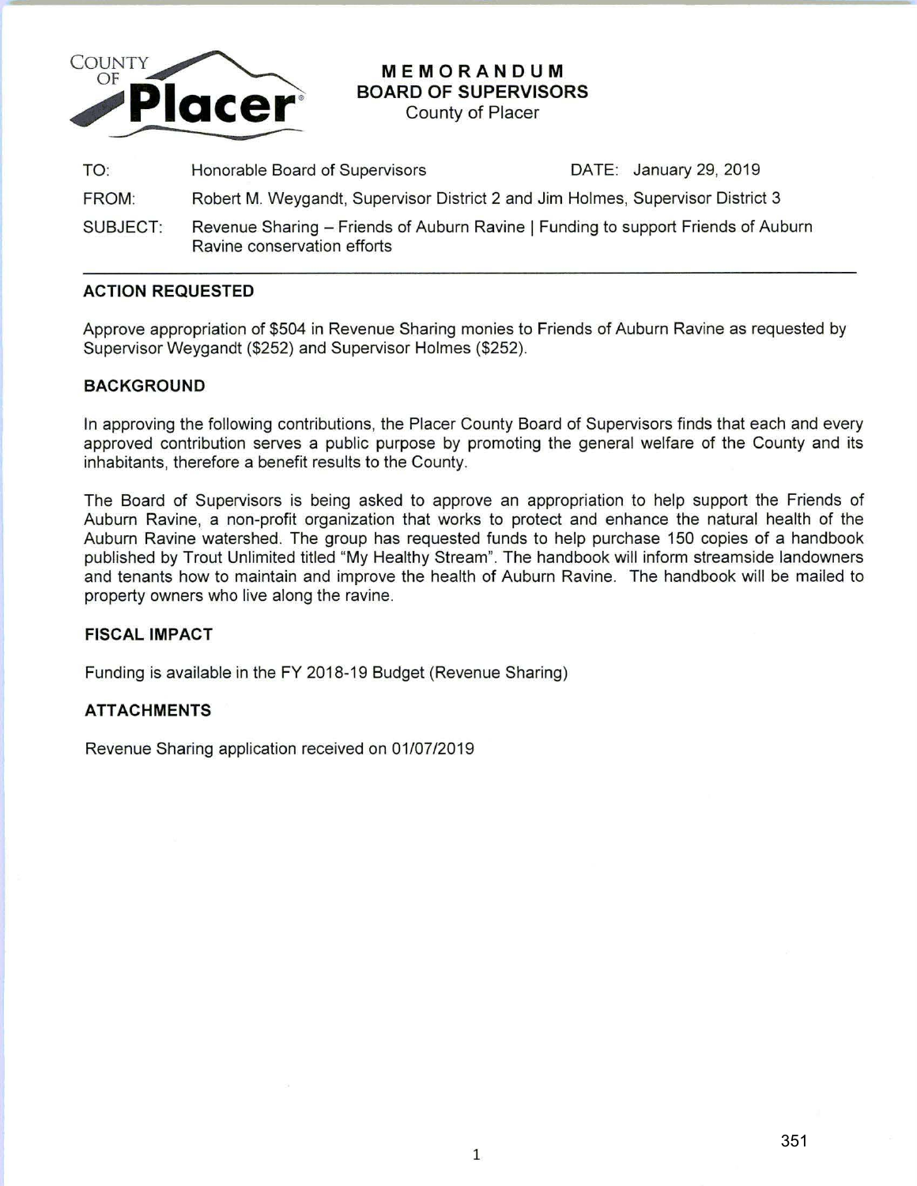# MEMORANDUM
## BOARD OF SUPERVISORS
County of Placer

| | | | |
|---|---|---|---|
| TO: | Honorable Board of Supervisors | DATE: | January 29, 2019 |
| FROM: | Robert M. Weygandt, Supervisor District 2 and Jim Holmes, Supervisor District 3 | | |
| SUBJECT: | Revenue Sharing – Friends of Auburn Ravine \| Funding to support Friends of Auburn Ravine conservation efforts | | |

### ACTION REQUESTED

Approve appropriation of $504 in Revenue Sharing monies to Friends of Auburn Ravine as requested by Supervisor Weygandt ($252) and Supervisor Holmes ($252).

### BACKGROUND

In approving the following contributions, the Placer County Board of Supervisors finds that each and every approved contribution serves a public purpose by promoting the general welfare of the County and its inhabitants, therefore a benefit results to the County.

The Board of Supervisors is being asked to approve an appropriation to help support the Friends of Auburn Ravine, a non-profit organization that works to protect and enhance the natural health of the Auburn Ravine watershed. The group has requested funds to help purchase 150 copies of a handbook published by Trout Unlimited titled "My Healthy Stream". The handbook will inform streamside landowners and tenants how to maintain and improve the health of Auburn Ravine. The handbook will be mailed to property owners who live along the ravine.

### FISCAL IMPACT

Funding is available in the FY 2018-19 Budget (Revenue Sharing)

### ATTACHMENTS

Revenue Sharing application received on 01/07/2019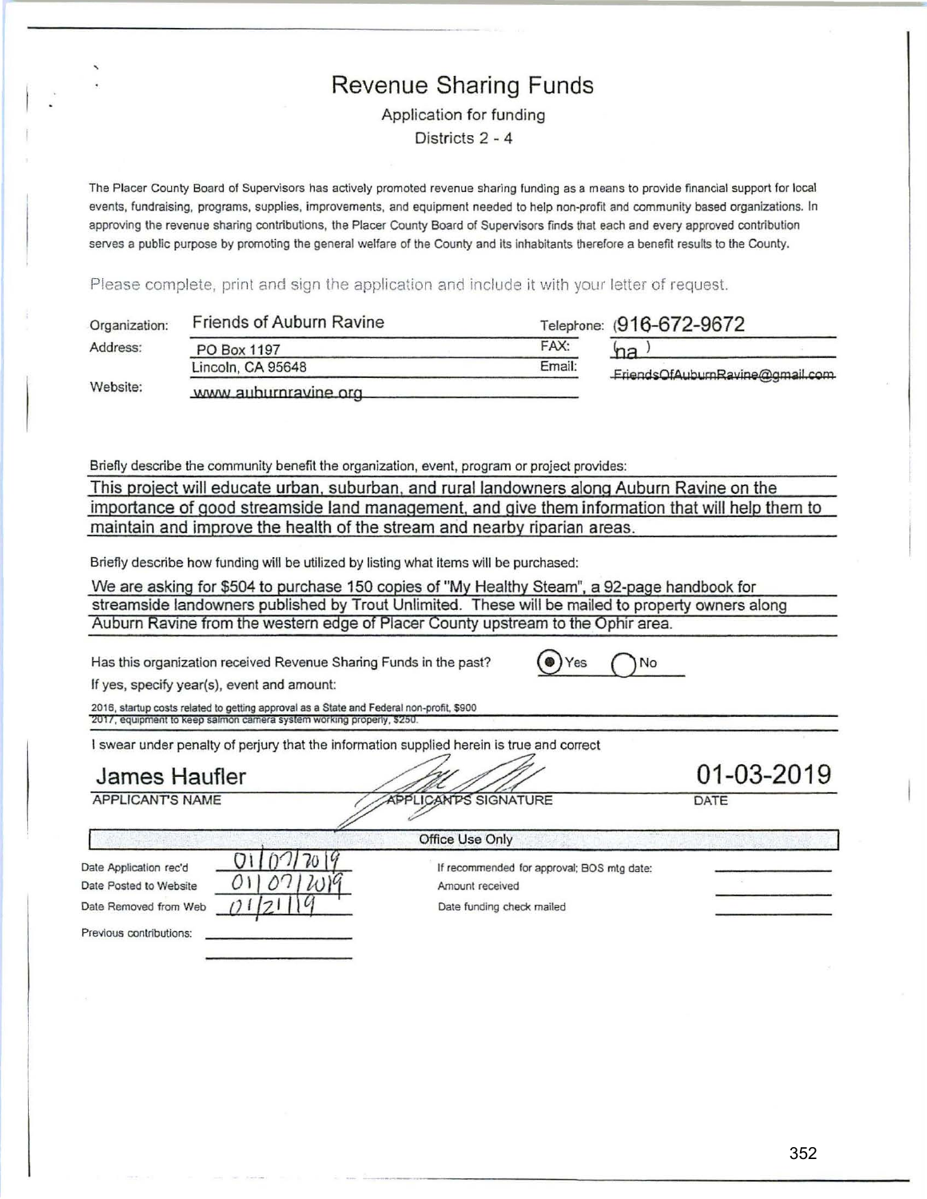# Revenue Sharing Funds

Application for funding

Districts 2 - 4

The Placer County Board of Supervisors has actively promoted revenue sharing funding as a means to provide financial support for local events, fundraising, programs, supplies, improvements, and equipment needed to help non-profit and community based organizations. In approving the revenue sharing contributions, the Placer County Board of Supervisors finds that each and every approved contribution serves a public purpose by promoting the general welfare of the County and its inhabitants therefore a benefit results to the County.

Please complete, print and sign the application and include it with your letter of request.

Organization: Friends of Auburn Ravine

Telephone: (916-672-9672

Address: PO Box 1197
Lincoln, CA 95648

FAX: na )

Email: FriendsOfAuburnRavine@gmail.com

Website: www.auburnravine.org

Briefly describe the community benefit the organization, event, program or project provides:

This project will educate urban, suburban, and rural landowners along Auburn Ravine on the importance of good streamside land management, and give them information that will help them to maintain and improve the health of the stream and nearby riparian areas.

Briefly describe how funding will be utilized by listing what items will be purchased:

We are asking for $504 to purchase 150 copies of "My Healthy Steam", a 92-page handbook for streamside landowners published by Trout Unlimited. These will be mailed to property owners along Auburn Ravine from the western edge of Placer County upstream to the Ophir area.

Has this organization received Revenue Sharing Funds in the past? (●) Yes ( ) No

If yes, specify year(s), event and amount:

2016, startup costs related to getting approval as a State and Federal non-profit, $900
2017, equipment to keep salmon camera system working properly, $250.

I swear under penalty of perjury that the information supplied herein is true and correct

| James Haufler | [signature] | 01-03-2019 |
|---|---|---|
| APPLICANT'S NAME | APPLICANTS SIGNATURE | DATE |

**Office Use Only**

| | | | |
|---|---|---|---|
| Date Application rec'd | 01/07/2019 | If recommended for approval; BOS mtg date: | |
| Date Posted to Website | 01/07/2019 | Amount received | |
| Date Removed from Web | 01/21/19 | Date funding check mailed | |
| Previous contributions: | | | |